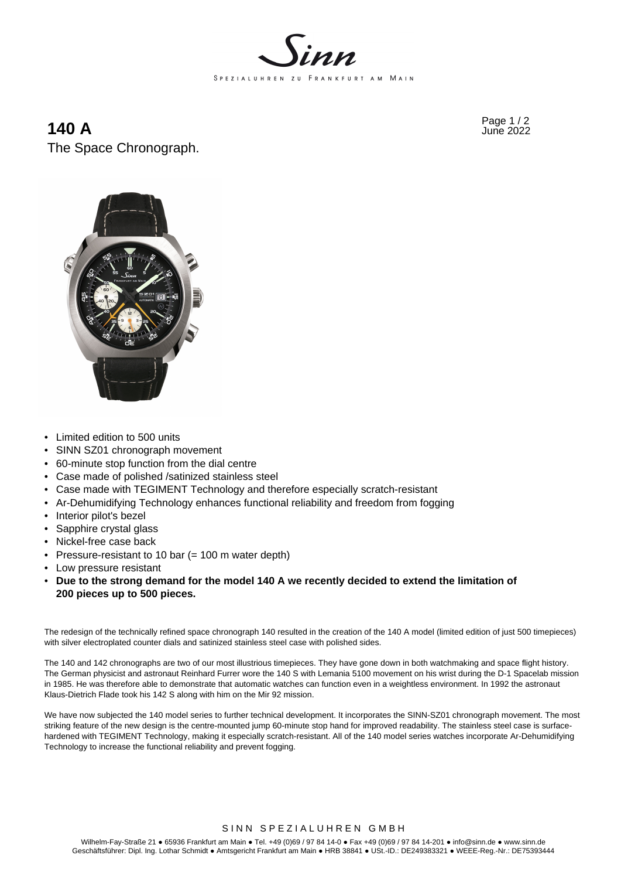# 140 A

The Space Chronograph.

- Limited edition to 500 units
- SINN SZ01 chronograph movement
- 60-minute stop function from the dial centre
- Case made of polished /satinized stainless steel
- Case made with TEGIMENT Technology and therefore especially scratch-resistant
- Ar-Dehumidifying Technology enhances functional reliability and freedom from fogging
- Interior pilot's bezel
- Sapphire crystal glass
- Nickel-free case back
- Pressure-resistant to 10 bar (= 100 m water depth)
- Low pressure resistant
- **Due to the strong demand for the model 140 A we recently decided to extend the limitation of 200 pieces up to 500 pieces.**

The redesign of the technically refined space chronograph 140 resulted in the creation of the 140 A model (limited edition of just 500 timepieces) with silver electroplated counter dials and satinized stainless steel case with polished sides.

The 140 and 142 chronographs are two of our most illustrious timepieces. They have gone down in both watchmaking and space flight history. The German physicist and astronaut Reinhard Furrer wore the 140 S with Lemania 5100 movement on his wrist during the D-1 Spacelab mission in 1985. He was therefore able to demonstrate that automatic watches can function even in a weightless environment. In 1992 the astronaut Klaus-Dietrich Flade took his 142 S along with him on the Mir 92 mission.

We have now subjected the 140 model series to further technical development. It incorporates the SINN-SZ01 chronograph movement. The most striking feature of the new design is the centre-mounted jump 60-minute stop hand for improved readability. The stainless steel case is surface-hardened with TEGIMENT Technology, making it especially scratch-resistant. All of the 140 model series watches incorporate Ar-Dehumidifying Technology to increase the functional reliability and prevent fogging.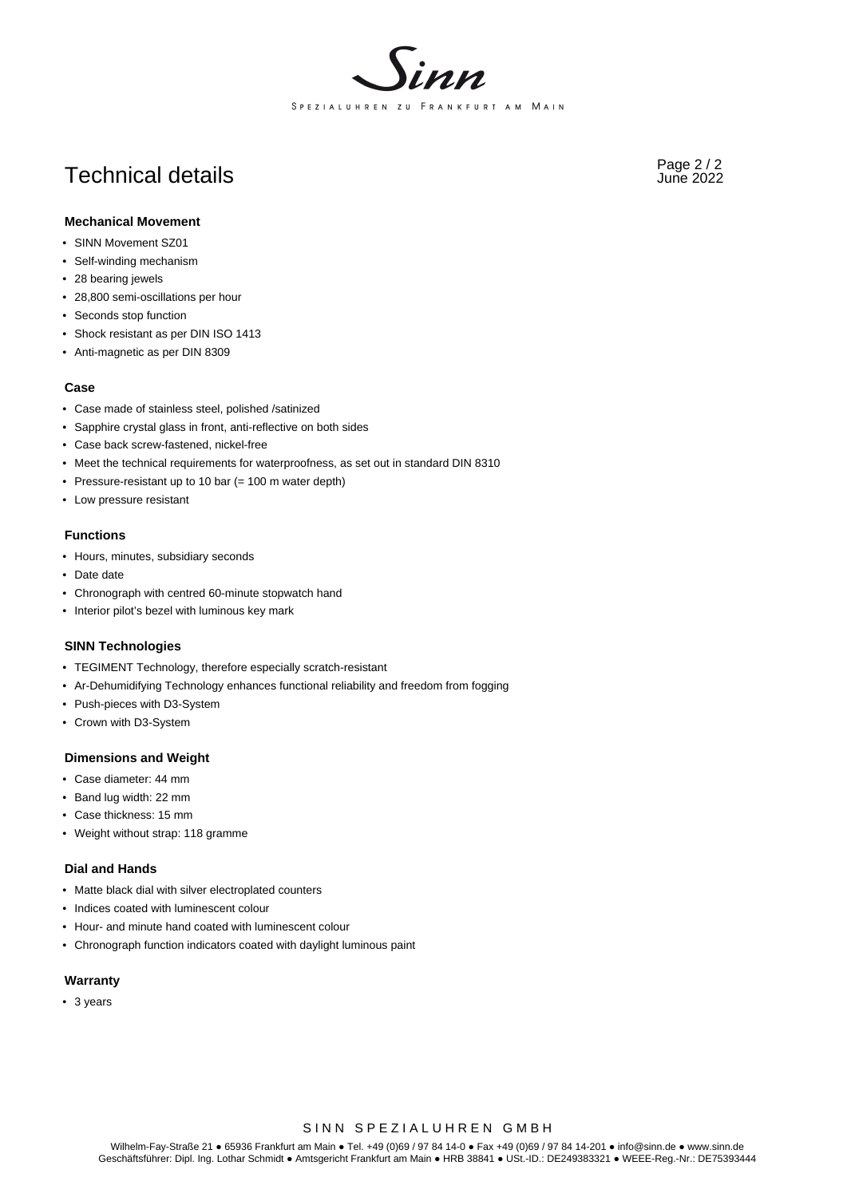# Technical details

June 2022

### Mechanical Movement

- SINN Movement SZ01
- Self-winding mechanism
- 28 bearing jewels
- 28,800 semi-oscillations per hour
- Seconds stop function
- Shock resistant as per DIN ISO 1413
- Anti-magnetic as per DIN 8309

### Case

- Case made of stainless steel, polished /satinized
- Sapphire crystal glass in front, anti-reflective on both sides
- Case back screw-fastened, nickel-free
- Meet the technical requirements for waterproofness, as set out in standard DIN 8310
- Pressure-resistant up to 10 bar (= 100 m water depth)
- Low pressure resistant

### Functions

- Hours, minutes, subsidiary seconds
- Date date
- Chronograph with centred 60-minute stopwatch hand
- Interior pilot's bezel with luminous key mark

### SINN Technologies

- TEGIMENT Technology, therefore especially scratch-resistant
- Ar-Dehumidifying Technology enhances functional reliability and freedom from fogging
- Push-pieces with D3-System
- Crown with D3-System

### Dimensions and Weight

- Case diameter: 44 mm
- Band lug width: 22 mm
- Case thickness: 15 mm
- Weight without strap: 118 gramme

### Dial and Hands

- Matte black dial with silver electroplated counters
- Indices coated with luminescent colour
- Hour- and minute hand coated with luminescent colour
- Chronograph function indicators coated with daylight luminous paint

### Warranty

- 3 years